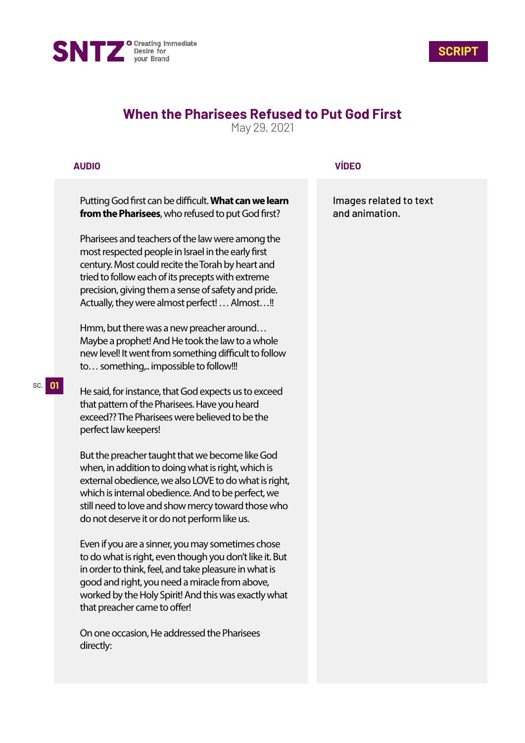SNTZ Creating Immediate Desire for your Brand

**SCRIPT**

# When the Pharisees Refused to Put God First

May 29, 2021

| AUDIO | VÍDEO |
|---|---|
| Putting God first can be difficult. **What can we learn from the Pharisees**, who refused to put God first? | Images related to text and animation. |

Pharisees and teachers of the law were among the most respected people in Israel in the early first century. Most could recite the Torah by heart and tried to follow each of its precepts with extreme precision, giving them a sense of safety and pride. Actually, they were almost perfect! … Almost…!!

Hmm, but there was a new preacher around… Maybe a prophet! And He took the law to a whole new level! It went from something difficult to follow to… something,.. impossible to follow!!!

SC. **01**

He said, for instance, that God expects us to exceed that pattern of the Pharisees. Have you heard exceed?? The Pharisees were believed to be the perfect law keepers!

But the preacher taught that we become like God when, in addition to doing what is right, which is external obedience, we also LOVE to do what is right, which is internal obedience. And to be perfect, we still need to love and show mercy toward those who do not deserve it or do not perform like us.

Even if you are a sinner, you may sometimes chose to do what is right, even though you don't like it. But in order to think, feel, and take pleasure in what is good and right, you need a miracle from above, worked by the Holy Spirit! And this was exactly what that preacher came to offer!

On one occasion, He addressed the Pharisees directly: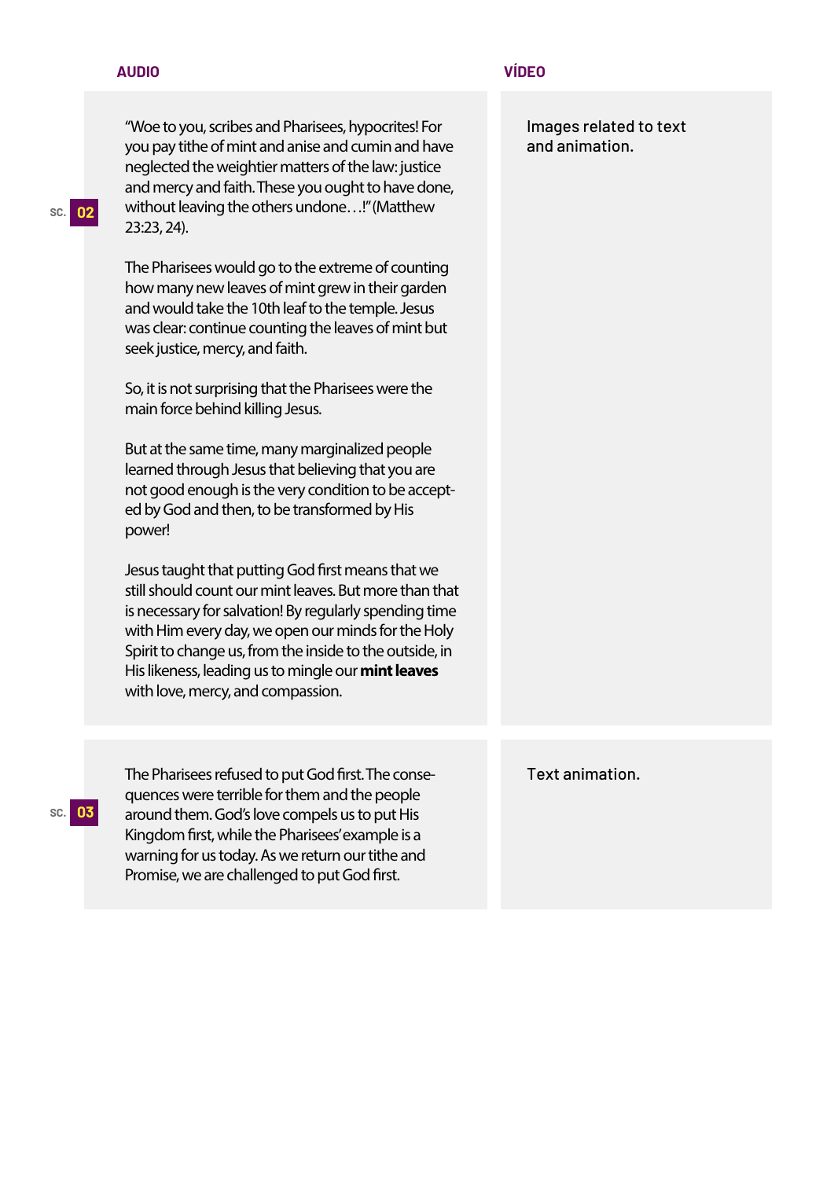| SC. | AUDIO | VÍDEO |
| --- | --- | --- |
| 02 | "Woe to you, scribes and Pharisees, hypocrites! For you pay tithe of mint and anise and cumin and have neglected the weightier matters of the law: justice and mercy and faith. These you ought to have done, without leaving the others undone…!" (Matthew 23:23, 24).<br><br>The Pharisees would go to the extreme of counting how many new leaves of mint grew in their garden and would take the 10th leaf to the temple. Jesus was clear: continue counting the leaves of mint but seek justice, mercy, and faith.<br><br>So, it is not surprising that the Pharisees were the main force behind killing Jesus.<br><br>But at the same time, many marginalized people learned through Jesus that believing that you are not good enough is the very condition to be accepted by God and then, to be transformed by His power!<br><br>Jesus taught that putting God first means that we still should count our mint leaves. But more than that is necessary for salvation! By regularly spending time with Him every day, we open our minds for the Holy Spirit to change us, from the inside to the outside, in His likeness, leading us to mingle our **mint leaves** with love, mercy, and compassion. | Images related to text and animation. |
| 03 | The Pharisees refused to put God first. The consequences were terrible for them and the people around them. God's love compels us to put His Kingdom first, while the Pharisees' example is a warning for us today. As we return our tithe and Promise, we are challenged to put God first. | Text animation. |